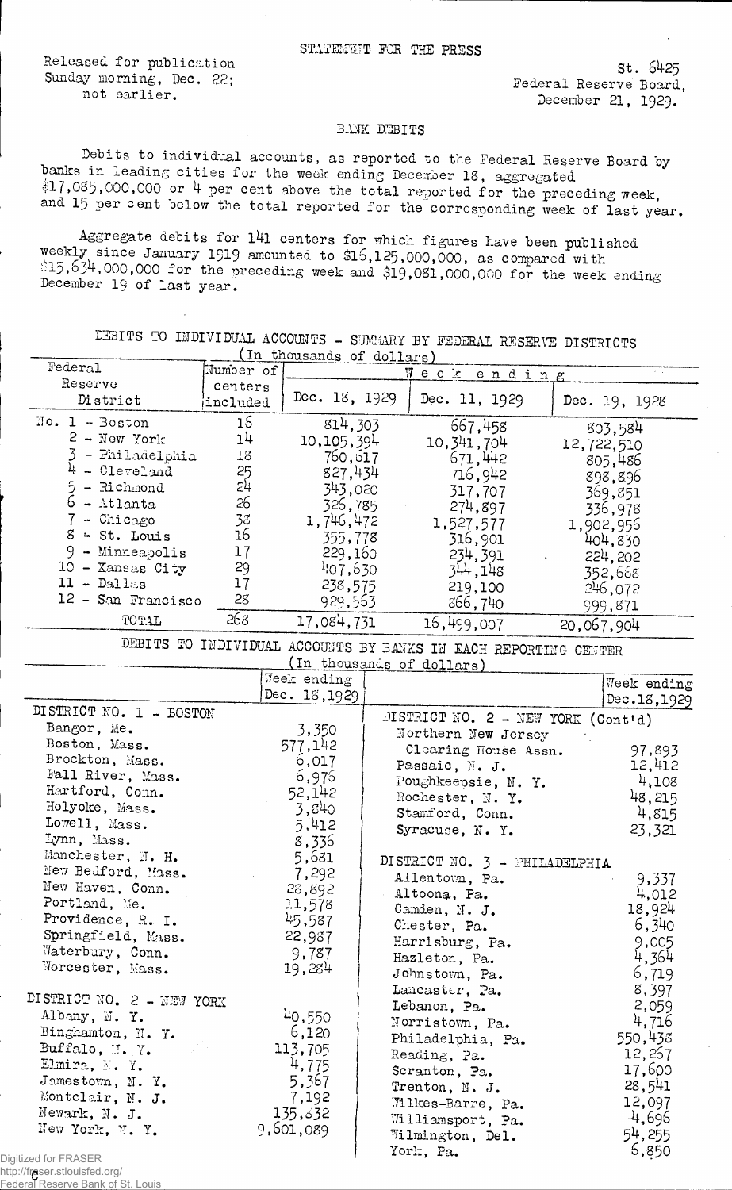STATEMENT FOR THE PRESS

Released for publication Sunday morning, Dec. 22; not earlier.

St. 6425
Federal Reserve Board,
December 21, 1929.

## BANK DEBITS

Debits to individual accounts, as reported to the Federal Reserve Board by banks in leading cities for the week ending December 18, aggregated $17,085,000,000 or 4 per cent above the total reported for the preceding week, and 15 per cent below the total reported for the corresponding week of last year.

Aggregate debits for 141 centers for which figures have been published weekly since January 1919 amounted to $16,125,000,000, as compared with $15,634,000,000 for the preceding week and $19,081,000,000 for the week ending December 19 of last year.

DEBITS TO INDIVIDUAL ACCOUNTS - SUMMARY BY FEDERAL RESERVE DISTRICTS
(In thousands of dollars)

| Federal Reserve District | Number of centers included | Week ending Dec. 18, 1929 | Week ending Dec. 11, 1929 | Week ending Dec. 19, 1928 |
|---|---|---|---|---|
| No. 1 - Boston | 16 | 814,303 | 667,458 | 803,584 |
| 2 - New York | 14 | 10,105,394 | 10,341,704 | 12,722,510 |
| 3 - Philadelphia | 18 | 760,617 | 671,442 | 805,486 |
| 4 - Cleveland | 25 | 827,434 | 716,942 | 898,896 |
| 5 - Richmond | 24 | 343,020 | 317,707 | 369,851 |
| 6 - Atlanta | 26 | 326,785 | 274,897 | 336,978 |
| 7 - Chicago | 38 | 1,746,472 | 1,527,577 | 1,902,956 |
| 8 - St. Louis | 16 | 355,778 | 316,901 | 404,830 |
| 9 - Minneapolis | 17 | 229,160 | 234,391 | 224,202 |
| 10 - Kansas City | 29 | 407,630 | 344,148 | 352,668 |
| 11 - Dallas | 17 | 238,575 | 219,100 | 246,072 |
| 12 - San Francisco | 28 | 929,563 | 866,740 | 999,871 |
| TOTAL | 268 | 17,084,731 | 16,499,007 | 20,067,904 |

DEBITS TO INDIVIDUAL ACCOUNTS BY BANKS IN EACH REPORTING CENTER
(In thousands of dollars)

| | Week ending Dec. 18, 1929 |
|---|---|
| **DISTRICT NO. 1 - BOSTON** | |
| Bangor, Me. | 3,350 |
| Boston, Mass. | 577,142 |
| Brockton, Mass. | 6,017 |
| Fall River, Mass. | 6,976 |
| Hartford, Conn. | 52,142 |
| Holyoke, Mass. | 3,840 |
| Lowell, Mass. | 5,412 |
| Lynn, Mass. | 8,336 |
| Manchester, N. H. | 5,681 |
| New Bedford, Mass. | 7,292 |
| New Haven, Conn. | 28,892 |
| Portland, Me. | 11,578 |
| Providence, R. I. | 45,587 |
| Springfield, Mass. | 22,987 |
| Waterbury, Conn. | 9,787 |
| Worcester, Mass. | 19,284 |
| **DISTRICT NO. 2 - NEW YORK** | |
| Albany, N. Y. | 40,550 |
| Binghamton, N. Y. | 6,120 |
| Buffalo, N. Y. | 113,705 |
| Elmira, N. Y. | 4,775 |
| Jamestown, N. Y. | 5,367 |
| Montclair, N. J. | 7,192 |
| Newark, N. J. | 135,632 |
| New York, N. Y. | 9,601,089 |
| **DISTRICT NO. 2 - NEW YORK (Cont'd)** | |
| Northern New Jersey Clearing House Assn. | 97,893 |
| Passaic, N. J. | 12,412 |
| Poughkeepsie, N. Y. | 4,108 |
| Rochester, N. Y. | 48,215 |
| Stamford, Conn. | 4,815 |
| Syracuse, N. Y. | 23,321 |
| **DISTRICT NO. 3 - PHILADELPHIA** | |
| Allentown, Pa. | 9,337 |
| Altoona, Pa. | 4,012 |
| Camden, N. J. | 18,924 |
| Chester, Pa. | 6,340 |
| Harrisburg, Pa. | 9,005 |
| Hazleton, Pa. | 4,364 |
| Johnstown, Pa. | 6,719 |
| Lancaster, Pa. | 8,397 |
| Lebanon, Pa. | 2,059 |
| Norristown, Pa. | 4,716 |
| Philadelphia, Pa. | 550,438 |
| Reading, Pa. | 12,267 |
| Scranton, Pa. | 17,600 |
| Trenton, N. J. | 28,541 |
| Wilkes-Barre, Pa. | 12,097 |
| Williamsport, Pa. | 4,696 |
| Wilmington, Del. | 54,255 |
| York, Pa. | 6,850 |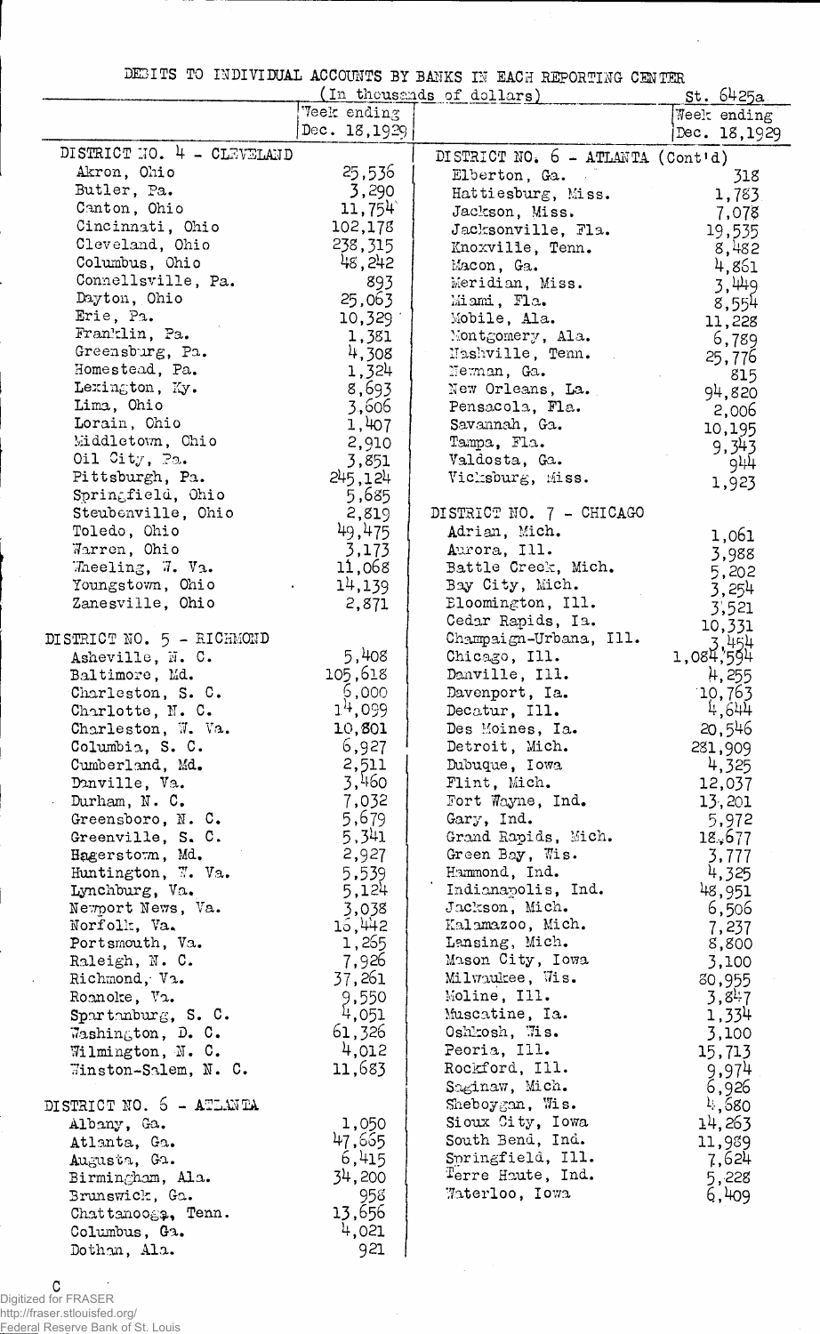DEBITS TO INDIVIDUAL ACCOUNTS BY BANKS IN EACH REPORTING CENTER

(In thousands of dollars)

St. 6425a

| | Week ending Dec. 18, 1929 |
|---|---|
| **DISTRICT NO. 4 - CLEVELAND** | |
| Akron, Ohio | 25,536 |
| Butler, Pa. | 3,290 |
| Canton, Ohio | 11,754 |
| Cincinnati, Ohio | 102,178 |
| Cleveland, Ohio | 238,315 |
| Columbus, Ohio | 48,242 |
| Connellsville, Pa. | 893 |
| Dayton, Ohio | 25,063 |
| Erie, Pa. | 10,329 |
| Franklin, Pa. | 1,381 |
| Greensburg, Pa. | 4,308 |
| Homestead, Pa. | 1,324 |
| Lexington, Ky. | 8,693 |
| Lima, Ohio | 3,606 |
| Lorain, Ohio | 1,407 |
| Middletown, Ohio | 2,910 |
| Oil City, Pa. | 3,851 |
| Pittsburgh, Pa. | 245,124 |
| Springfield, Ohio | 5,685 |
| Steubenville, Ohio | 2,819 |
| Toledo, Ohio | 49,475 |
| Warren, Ohio | 3,173 |
| Wheeling, W. Va. | 11,068 |
| Youngstown, Ohio | 14,139 |
| Zanesville, Ohio | 2,871 |
| **DISTRICT NO. 5 - RICHMOND** | |
| Asheville, N. C. | 5,408 |
| Baltimore, Md. | 105,618 |
| Charleston, S. C. | 6,000 |
| Charlotte, N. C. | 14,099 |
| Charleston, W. Va. | 10,801 |
| Columbia, S. C. | 6,927 |
| Cumberland, Md. | 2,511 |
| Danville, Va. | 3,460 |
| Durham, N. C. | 7,032 |
| Greensboro, N. C. | 5,679 |
| Greenville, S. C. | 5,341 |
| Hagerstown, Md. | 2,927 |
| Huntington, W. Va. | 5,539 |
| Lynchburg, Va. | 5,124 |
| Newport News, Va. | 3,038 |
| Norfolk, Va. | 16,442 |
| Portsmouth, Va. | 1,265 |
| Raleigh, N. C. | 7,926 |
| Richmond, Va. | 37,261 |
| Roanoke, Va. | 9,550 |
| Spartanburg, S. C. | 4,051 |
| Washington, D. C. | 61,326 |
| Wilmington, N. C. | 4,012 |
| Winston-Salem, N. C. | 11,683 |
| **DISTRICT NO. 6 - ATLANTA** | |
| Albany, Ga. | 1,050 |
| Atlanta, Ga. | 47,665 |
| Augusta, Ga. | 6,415 |
| Birmingham, Ala. | 34,200 |
| Brunswick, Ga. | 958 |
| Chattanooga, Tenn. | 13,656 |
| Columbus, Ga. | 4,021 |
| Dothan, Ala. | 921 |
| **DISTRICT NO. 6 - ATLANTA (Cont'd)** | |
| Elberton, Ga. | 318 |
| Hattiesburg, Miss. | 1,783 |
| Jackson, Miss. | 7,078 |
| Jacksonville, Fla. | 19,535 |
| Knoxville, Tenn. | 8,482 |
| Macon, Ga. | 4,861 |
| Meridian, Miss. | 3,449 |
| Miami, Fla. | 8,554 |
| Mobile, Ala. | 11,228 |
| Montgomery, Ala. | 6,789 |
| Nashville, Tenn. | 25,776 |
| Newnan, Ga. | 815 |
| New Orleans, La. | 94,820 |
| Pensacola, Fla. | 2,006 |
| Savannah, Ga. | 10,195 |
| Tampa, Fla. | 9,343 |
| Valdosta, Ga. | 944 |
| Vicksburg, Miss. | 1,923 |
| **DISTRICT NO. 7 - CHICAGO** | |
| Adrian, Mich. | 1,061 |
| Aurora, Ill. | 3,988 |
| Battle Creek, Mich. | 5,202 |
| Bay City, Mich. | 3,254 |
| Bloomington, Ill. | 3,521 |
| Cedar Rapids, Ia. | 10,331 |
| Champaign-Urbana, Ill. | 3,454 |
| Chicago, Ill. | 1,084,594 |
| Danville, Ill. | 4,255 |
| Davenport, Ia. | 10,763 |
| Decatur, Ill. | 4,644 |
| Des Moines, Ia. | 20,546 |
| Detroit, Mich. | 281,909 |
| Dubuque, Iowa | 4,325 |
| Flint, Mich. | 12,037 |
| Fort Wayne, Ind. | 13,201 |
| Gary, Ind. | 5,972 |
| Grand Rapids, Mich. | 18,677 |
| Green Bay, Wis. | 3,777 |
| Hammond, Ind. | 4,325 |
| Indianapolis, Ind. | 48,951 |
| Jackson, Mich. | 6,506 |
| Kalamazoo, Mich. | 7,237 |
| Lansing, Mich. | 8,800 |
| Mason City, Iowa | 3,100 |
| Milwaukee, Wis. | 80,955 |
| Moline, Ill. | 3,847 |
| Muscatine, Ia. | 1,334 |
| Oshkosh, Wis. | 3,100 |
| Peoria, Ill. | 15,713 |
| Rockford, Ill. | 9,974 |
| Saginaw, Mich. | 6,926 |
| Sheboygan, Wis. | 4,680 |
| Sioux City, Iowa | 14,263 |
| South Bend, Ind. | 11,989 |
| Springfield, Ill. | 7,624 |
| Terre Haute, Ind. | 5,228 |
| Waterloo, Iowa | 6,409 |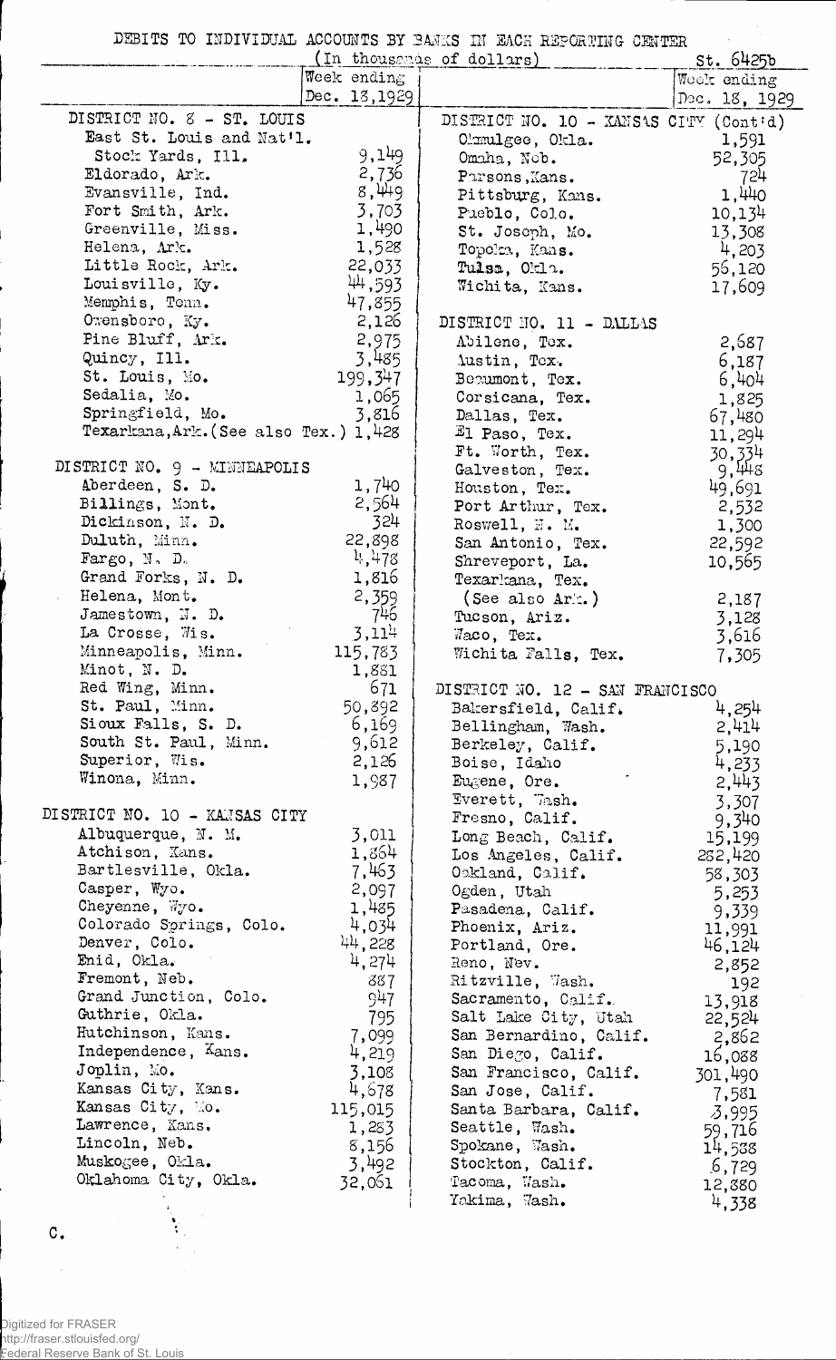DEBITS TO INDIVIDUAL ACCOUNTS BY BANKS IN EACH REPORTING CENTER

(In thousands of dollars)

St. 6425b

| | Week ending Dec. 18, 1929 |
|---|---|
| **DISTRICT NO. 8 - ST. LOUIS** | |
| East St. Louis and Nat'l. Stock Yards, Ill. | 9,149 |
| Eldorado, Ark. | 2,736 |
| Evansville, Ind. | 8,449 |
| Fort Smith, Ark. | 3,703 |
| Greenville, Miss. | 1,490 |
| Helena, Ark. | 1,528 |
| Little Rock, Ark. | 22,033 |
| Louisville, Ky. | 44,593 |
| Memphis, Tenn. | 47,855 |
| Owensboro, Ky. | 2,126 |
| Pine Bluff, Ark. | 2,975 |
| Quincy, Ill. | 3,485 |
| St. Louis, Mo. | 199,347 |
| Sedalia, Mo. | 1,065 |
| Springfield, Mo. | 3,816 |
| Texarkana, Ark. (See also Tex.) | 1,428 |
| **DISTRICT NO. 9 - MINNEAPOLIS** | |
| Aberdeen, S. D. | 1,740 |
| Billings, Mont. | 2,564 |
| Dickinson, N. D. | 324 |
| Duluth, Minn. | 22,898 |
| Fargo, N. D. | 4,478 |
| Grand Forks, N. D. | 1,816 |
| Helena, Mont. | 2,359 |
| Jamestown, N. D. | 746 |
| La Crosse, Wis. | 3,114 |
| Minneapolis, Minn. | 115,783 |
| Minot, N. D. | 1,881 |
| Red Wing, Minn. | 671 |
| St. Paul, Minn. | 50,892 |
| Sioux Falls, S. D. | 6,169 |
| South St. Paul, Minn. | 9,612 |
| Superior, Wis. | 2,126 |
| Winona, Minn. | 1,987 |
| **DISTRICT NO. 10 - KANSAS CITY** | |
| Albuquerque, N. M. | 3,011 |
| Atchison, Kans. | 1,864 |
| Bartlesville, Okla. | 7,463 |
| Casper, Wyo. | 2,097 |
| Cheyenne, Wyo. | 1,485 |
| Colorado Springs, Colo. | 4,034 |
| Denver, Colo. | 44,228 |
| Enid, Okla. | 4,274 |
| Fremont, Neb. | 887 |
| Grand Junction, Colo. | 947 |
| Guthrie, Okla. | 795 |
| Hutchinson, Kans. | 7,099 |
| Independence, Kans. | 4,219 |
| Joplin, Mo. | 3,108 |
| Kansas City, Kans. | 4,678 |
| Kansas City, Mo. | 115,015 |
| Lawrence, Kans. | 1,283 |
| Lincoln, Neb. | 8,156 |
| Muskogee, Okla. | 3,492 |
| Oklahoma City, Okla. | 32,061 |

| | Week ending Dec. 18, 1929 |
|---|---|
| **DISTRICT NO. 10 - KANSAS CITY (Cont'd)** | |
| Okmulgee, Okla. | 1,591 |
| Omaha, Neb. | 52,305 |
| Parsons, Kans. | 724 |
| Pittsburg, Kans. | 1,440 |
| Pueblo, Colo. | 10,134 |
| St. Joseph, Mo. | 13,308 |
| Topeka, Kans. | 4,203 |
| Tulsa, Okla. | 56,120 |
| Wichita, Kans. | 17,609 |
| **DISTRICT NO. 11 - DALLAS** | |
| Abilene, Tex. | 2,687 |
| Austin, Tex. | 6,187 |
| Beaumont, Tex. | 6,404 |
| Corsicana, Tex. | 1,825 |
| Dallas, Tex. | 67,480 |
| El Paso, Tex. | 11,294 |
| Ft. Worth, Tex. | 30,334 |
| Galveston, Tex. | 9,448 |
| Houston, Tex. | 49,691 |
| Port Arthur, Tex. | 2,532 |
| Roswell, N. M. | 1,300 |
| San Antonio, Tex. | 22,592 |
| Shreveport, La. | 10,565 |
| Texarkana, Tex. (See also Ark.) | 2,187 |
| Tucson, Ariz. | 3,128 |
| Waco, Tex. | 3,616 |
| Wichita Falls, Tex. | 7,305 |
| **DISTRICT NO. 12 - SAN FRANCISCO** | |
| Bakersfield, Calif. | 4,254 |
| Bellingham, Wash. | 2,414 |
| Berkeley, Calif. | 5,190 |
| Boise, Idaho | 4,233 |
| Eugene, Ore. | 2,443 |
| Everett, Wash. | 3,307 |
| Fresno, Calif. | 9,340 |
| Long Beach, Calif. | 15,199 |
| Los Angeles, Calif. | 282,420 |
| Oakland, Calif. | 58,303 |
| Ogden, Utah | 5,253 |
| Pasadena, Calif. | 9,339 |
| Phoenix, Ariz. | 11,991 |
| Portland, Ore. | 46,124 |
| Reno, Nev. | 2,852 |
| Ritzville, Wash. | 192 |
| Sacramento, Calif. | 13,918 |
| Salt Lake City, Utah | 22,524 |
| San Bernardino, Calif. | 2,862 |
| San Diego, Calif. | 16,088 |
| San Francisco, Calif. | 301,490 |
| San Jose, Calif. | 7,581 |
| Santa Barbara, Calif. | 3,995 |
| Seattle, Wash. | 59,716 |
| Spokane, Wash. | 14,588 |
| Stockton, Calif. | 6,729 |
| Tacoma, Wash. | 12,880 |
| Yakima, Wash. | 4,338 |

C.